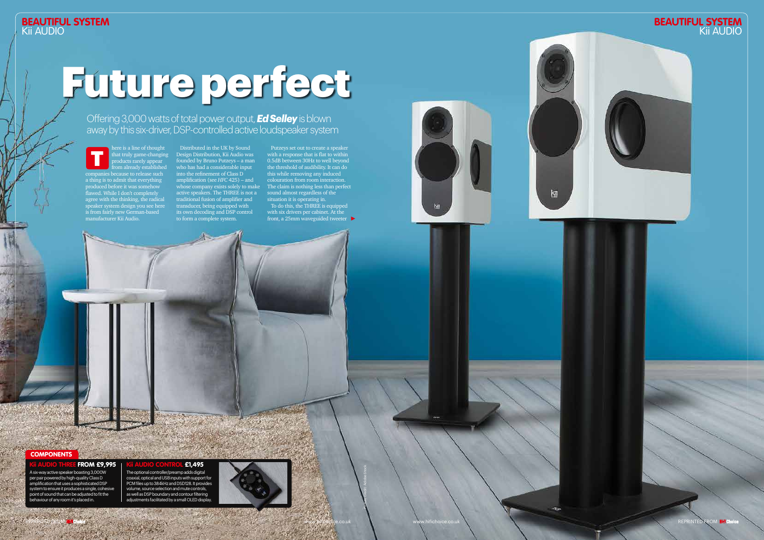# Future perfect

Offering 3,000 watts of total power output, ***Ed Selley*** is blown away by this six-driver, DSP-controlled active loudspeaker system

There is a line of thought that truly game-changing products rarely appear from already established companies because to release such a thing is to admit that everything produced before it was somehow flawed. While I don't completely agree with the thinking, the radical speaker system design you see here is from fairly new German-based manufacturer Kii Audio.

Distributed in the UK by Sound Design Distribution, Kii Audio was founded by Bruno Putzeys – a man who has had a considerable input into the refinement of Class D amplification (see *HFC* 425) – and whose company exists solely to make active speakers. The THREE is not a traditional fusion of amplifier and transducer, being equipped with its own decoding and DSP control to form a complete system.

Putzeys set out to create a speaker with a response that is flat to within 0.5dB between 30Hz to well beyond the threshold of audibility. It can do this while removing any induced colouration from room interaction. The claim is nothing less than perfect sound almost regardless of the situation it is operating in.

To do this, the THREE is equipped with six drivers per cabinet. At the front, a 25mm waveguided tweeter

## COMPONENTS

**Kii AUDIO THREE FROM £9,995**

A six-way active speaker boasting 3,000W per pair powered by high-quality Class D amplification that uses a sophisticated DSP system to ensure it produces a single, cohesive point of sound that can be adjusted to fit the behaviour of any room it's placed in.

**Kii AUDIO CONTROL £1,495**

The optional controller/preamp adds digital coaxial, optical and USB inputs with support for PCM files up to 384kHz and DSD128. It provides volume, source selection and mute controls, as well as DSP boundary and contour filtering adjustments facilitated by a small OLED display.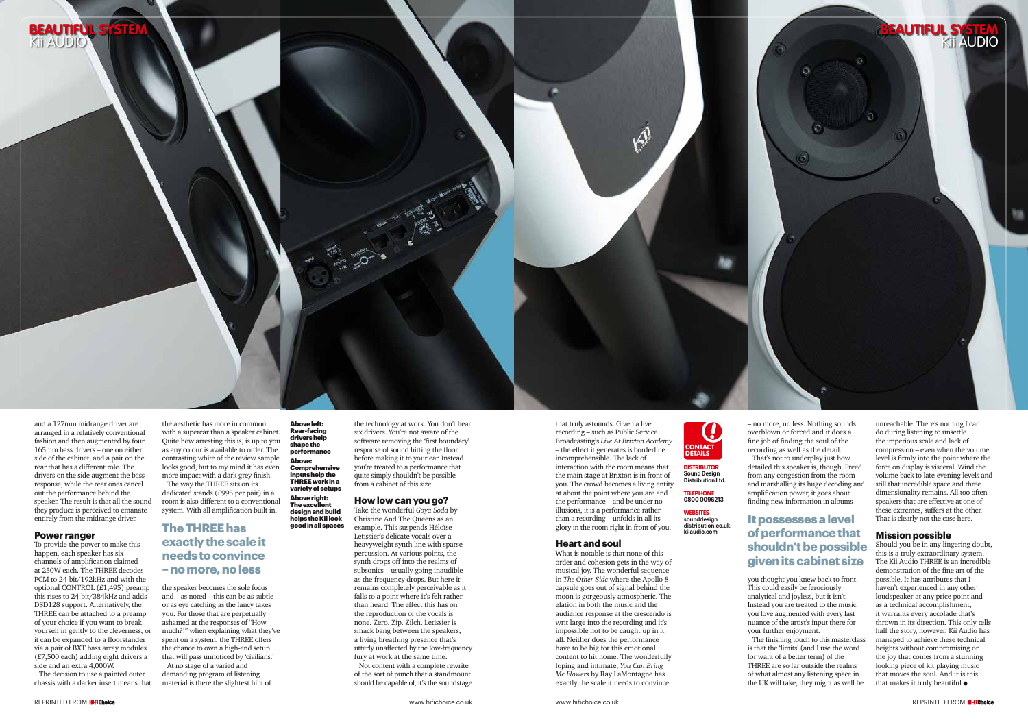and a 127mm midrange driver are arranged in a relatively conventional fashion and then augmented by four 165mm bass drivers – one on either side of the cabinet, and a pair on the rear that has a different role. The drivers on the side augment the bass response, while the rear ones cancel out the performance behind the speaker. The result is that all the sound they produce is perceived to emanate entirely from the midrange driver.

## Power ranger

To provide the power to make this happen, each speaker has six channels of amplification claimed at 250W each. The THREE decodes PCM to 24-bit/192kHz and with the optional CONTROL (£1,495) preamp this rises to 24-bit/384kHz and adds DSD128 support. Alternatively, the THREE can be attached to a preamp of your choice if you want to break yourself in gently to the cleverness, or it can be expanded to a floorstander via a pair of BXT bass array modules (£7,500 each) adding eight drivers a side and an extra 4,000W.

The decision to use a painted outer chassis with a darker insert means that the aesthetic has more in common with a supercar than a speaker cabinet. Quite how arresting this is, is up to you as any colour is available to order. The contrasting white of the review sample looks good, but to my mind it has even more impact with a dark grey finish.

The way the THREE sits on its dedicated stands (£995 per pair) in a room is also different to a conventional system. With all amplification built in,

**The THREE has exactly the scale it needs to convince – no more, no less**

the speaker becomes the sole focus and – as noted – this can be as subtle or as eye catching as the fancy takes you. For those that are perpetually ashamed at the responses of "How much?!" when explaining what they've spent on a system, the THREE offers the chance to own a high-end setup that will pass unnoticed by 'civilians.'

At no stage of a varied and demanding program of listening material is there the slightest hint of

**Above left:** Rear-facing drivers help shape the performance
**Above:** Comprehensive inputs help the THREE work in a variety of setups
**Above right:** The excellent design and build helps the Kii look good in all spaces

the technology at work. You don't hear six drivers. You're not aware of the software removing the 'first boundary' response of sound hitting the floor before making it to your ear. Instead you're treated to a performance that quite simply shouldn't be possible from a cabinet of this size.

## How low can you go?

Take the wonderful *Goya Soda* by Christine And The Queens as an example. This suspends Héloïse Letissier's delicate vocals over a heavyweight synth line with sparse percussion. At various points, the synth drops off into the realms of subsonics – usually going inaudible as the frequency drops. But here it remains completely perceivable as it falls to a point where it's felt rather than heard. The effect this has on the reproduction of the vocals is none. Zero. Zip. Zilch. Letissier is smack bang between the speakers, a living breathing presence that's utterly unaffected by the low-frequency fury at work at the same time.

Not content with a complete rewrite of the sort of punch that a standmount should be capable of, it's the soundstage that truly astounds. Given a live recording – such as Public Service Broadcasting's *Live At Brixton Academy* – the effect it generates is borderline incomprehensible. The lack of interaction with the room means that the main stage at Brixton is in front of you. The crowd becomes a living entity at about the point where you are and the performance – and be under no illusions, it is a performance rather than a recording – unfolds in all its glory in the room right in front of you.

## Heart and soul

What is notable is that none of this order and cohesion gets in the way of musical joy. The wonderful sequence in *The Other Side* where the Apollo 8 capsule goes out of signal behind the moon is gorgeously atmospheric. The elation in both the music and the audience response at the crescendo is writ large into the recording and it's impossible not to be caught up in it all. Neither does the performance have to be big for this emotional content to hit home. The wonderfully loping and intimate, *You Can Bring Me Flowers* by Ray LaMontagne has exactly the scale it needs to convince – no more, no less. Nothing sounds overblown or forced and it does a fine job of finding the soul of the recording as well as the detail.

That's not to underplay just how detailed this speaker is, though. Freed from any congestion from the room and marshalling its huge decoding and amplification power, it goes about finding new information in albums you thought you knew back to front. This could easily be ferociously analytical and joyless, but it isn't. Instead you are treated to the music you love augmented with every last nuance of the artist's input there for your further enjoyment.

**It possesses a level of performance that shouldn't be possible given its cabinet size**

The finishing touch to this masterclass is that the 'limits' (and I use the word for want of a better term) of the THREE are so far outside the realms of what almost any listening space in the UK will take, they might as well be unreachable. There's nothing I can do during listening to unsettle the imperious scale and lack of compression – even when the volume level is firmly into the point where the force on display is visceral. Wind the volume back to late-evening levels and still that incredible space and three dimensionality remains. All too often speakers that are effective at one of these extremes, suffers at the other. That is clearly not the case here.

## Mission possible

Should you be in any lingering doubt, this is a truly extraordinary system. The Kii Audio THREE is an incredible demonstration of the fine art of the possible. It has attributes that I haven't experienced in any other loudspeaker at any price point and as a technical accomplishment, it warrants every accolade that's thrown in its direction. This only tells half the story, however. Kii Audio has managed to achieve these technical heights without compromising on the joy that comes from a stunning looking piece of kit playing music that moves the soul. And it is this that makes it truly beautiful ●

**CONTACT DETAILS**

**DISTRIBUTOR**
Sound Design Distribution Ltd.

**TELEPHONE**
0800 0096213

**WEBSITES**
sounddesign distribution.co.uk; kiiaudio.com